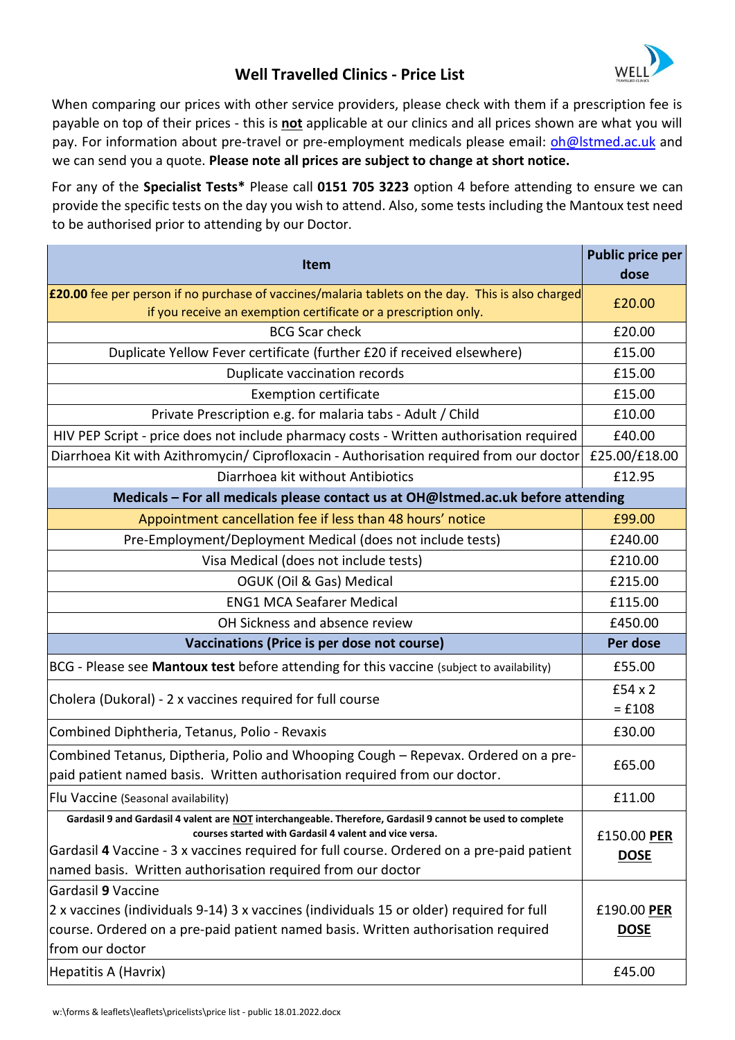# Well Travelled Clinics - Price List

When comparing our prices with other service providers, please check with them if a prescription fee is payable on top of their prices - this is **not** applicable at our clinics and all prices shown are what you will pay. For information about pre-travel or pre-employment medicals please email: oh@lstmed.ac.uk and we can send you a quote. **Please note all prices are subject to change at short notice.**

For any of the **Specialist Tests*** Please call **0151 705 3223** option 4 before attending to ensure we can provide the specific tests on the day you wish to attend. Also, some tests including the Mantoux test need to be authorised prior to attending by our Doctor.

| Item | Public price per dose |
|---|---|
| **£20.00** fee per person if no purchase of vaccines/malaria tablets on the day. This is also charged if you receive an exemption certificate or a prescription only. | £20.00 |
| BCG Scar check | £20.00 |
| Duplicate Yellow Fever certificate (further £20 if received elsewhere) | £15.00 |
| Duplicate vaccination records | £15.00 |
| Exemption certificate | £15.00 |
| Private Prescription e.g. for malaria tabs - Adult / Child | £10.00 |
| HIV PEP Script - price does not include pharmacy costs - Written authorisation required | £40.00 |
| Diarrhoea Kit with Azithromycin/ Ciprofloxacin - Authorisation required from our doctor | £25.00/£18.00 |
| Diarrhoea kit without Antibiotics | £12.95 |
| **Medicals – For all medicals please contact us at OH@lstmed.ac.uk before attending** | |
| Appointment cancellation fee if less than 48 hours' notice | £99.00 |
| Pre-Employment/Deployment Medical (does not include tests) | £240.00 |
| Visa Medical (does not include tests) | £210.00 |
| OGUK (Oil & Gas) Medical | £215.00 |
| ENG1 MCA Seafarer Medical | £115.00 |
| OH Sickness and absence review | £450.00 |
| **Vaccinations (Price is per dose not course)** | **Per dose** |
| BCG - Please see **Mantoux test** before attending for this vaccine (subject to availability) | £55.00 |
| Cholera (Dukoral) - 2 x vaccines required for full course | £54 x 2 = £108 |
| Combined Diphtheria, Tetanus, Polio - Revaxis | £30.00 |
| Combined Tetanus, Diptheria, Polio and Whooping Cough – Repevax. Ordered on a pre-paid patient named basis. Written authorisation required from our doctor. | £65.00 |
| Flu Vaccine (Seasonal availability) | £11.00 |
| **Gardasil 9 and Gardasil 4 valent are NOT interchangeable. Therefore, Gardasil 9 cannot be used to complete courses started with Gardasil 4 valent and vice versa.** Gardasil **4** Vaccine - 3 x vaccines required for full course. Ordered on a pre-paid patient named basis. Written authorisation required from our doctor | £150.00 **PER DOSE** |
| Gardasil **9** Vaccine 2 x vaccines (individuals 9-14) 3 x vaccines (individuals 15 or older) required for full course. Ordered on a pre-paid patient named basis. Written authorisation required from our doctor | £190.00 **PER DOSE** |
| Hepatitis A (Havrix) | £45.00 |

w:\forms & leaflets\leaflets\pricelists\price list - public 18.01.2022.docx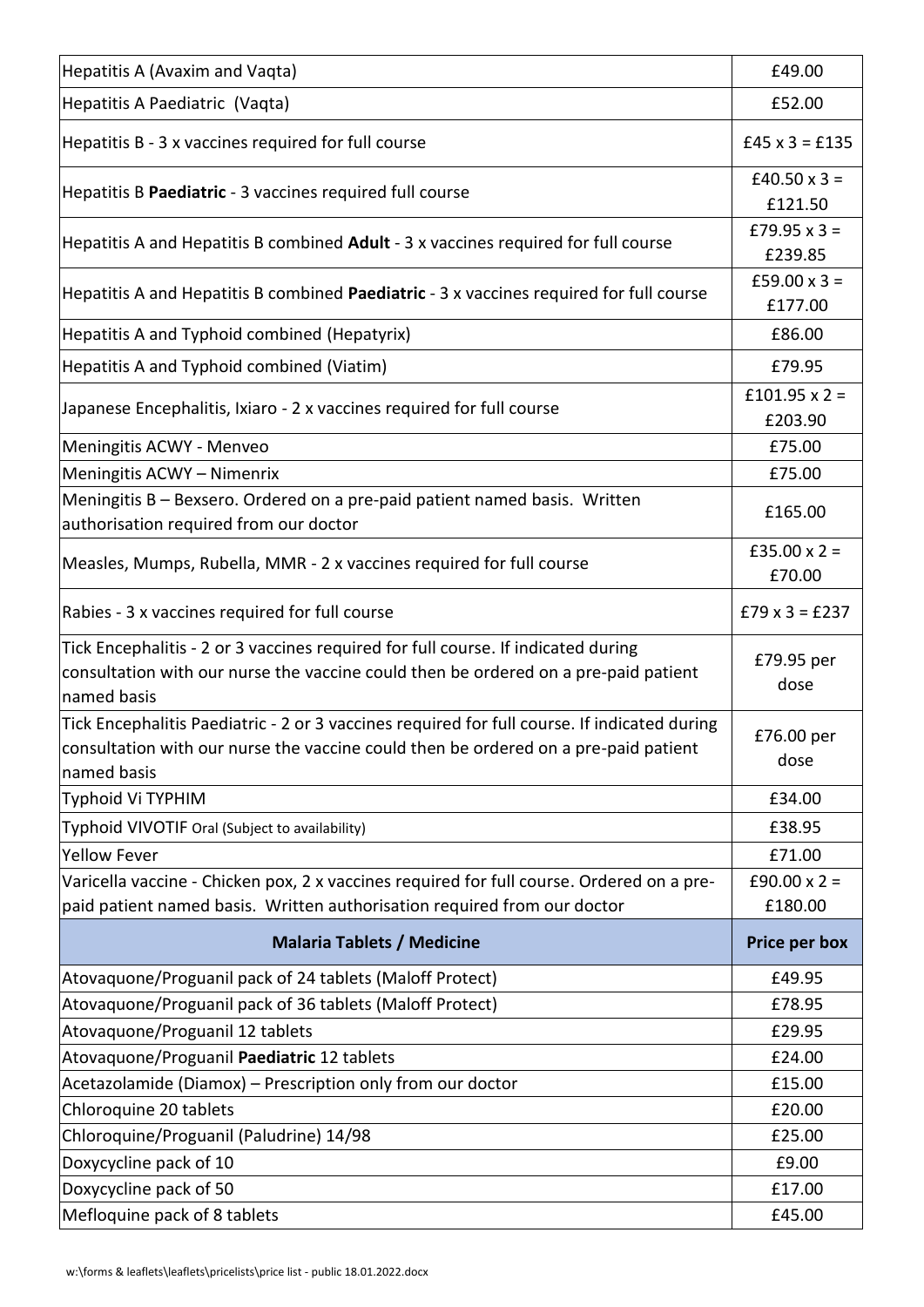| | |
|---|---|
| Hepatitis A (Avaxim and Vaqta) | £49.00 |
| Hepatitis A Paediatric (Vaqta) | £52.00 |
| Hepatitis B - 3 x vaccines required for full course | £45 x 3 = £135 |
| Hepatitis B **Paediatric** - 3 vaccines required full course | £40.50 x 3 = £121.50 |
| Hepatitis A and Hepatitis B combined **Adult** - 3 x vaccines required for full course | £79.95 x 3 = £239.85 |
| Hepatitis A and Hepatitis B combined **Paediatric** - 3 x vaccines required for full course | £59.00 x 3 = £177.00 |
| Hepatitis A and Typhoid combined (Hepatyrix) | £86.00 |
| Hepatitis A and Typhoid combined (Viatim) | £79.95 |
| Japanese Encephalitis, Ixiaro - 2 x vaccines required for full course | £101.95 x 2 = £203.90 |
| Meningitis ACWY - Menveo | £75.00 |
| Meningitis ACWY – Nimenrix | £75.00 |
| Meningitis B – Bexsero. Ordered on a pre-paid patient named basis. Written authorisation required from our doctor | £165.00 |
| Measles, Mumps, Rubella, MMR - 2 x vaccines required for full course | £35.00 x 2 = £70.00 |
| Rabies - 3 x vaccines required for full course | £79 x 3 = £237 |
| Tick Encephalitis - 2 or 3 vaccines required for full course. If indicated during consultation with our nurse the vaccine could then be ordered on a pre-paid patient named basis | £79.95 per dose |
| Tick Encephalitis Paediatric - 2 or 3 vaccines required for full course. If indicated during consultation with our nurse the vaccine could then be ordered on a pre-paid patient named basis | £76.00 per dose |
| Typhoid Vi TYPHIM | £34.00 |
| Typhoid VIVOTIF Oral (Subject to availability) | £38.95 |
| Yellow Fever | £71.00 |
| Varicella vaccine - Chicken pox, 2 x vaccines required for full course. Ordered on a pre-paid patient named basis. Written authorisation required from our doctor | £90.00 x 2 = £180.00 |
| **Malaria Tablets / Medicine** | **Price per box** |
| Atovaquone/Proguanil pack of 24 tablets (Maloff Protect) | £49.95 |
| Atovaquone/Proguanil pack of 36 tablets (Maloff Protect) | £78.95 |
| Atovaquone/Proguanil 12 tablets | £29.95 |
| Atovaquone/Proguanil **Paediatric** 12 tablets | £24.00 |
| Acetazolamide (Diamox) – Prescription only from our doctor | £15.00 |
| Chloroquine 20 tablets | £20.00 |
| Chloroquine/Proguanil (Paludrine) 14/98 | £25.00 |
| Doxycycline pack of 10 | £9.00 |
| Doxycycline pack of 50 | £17.00 |
| Mefloquine pack of 8 tablets | £45.00 |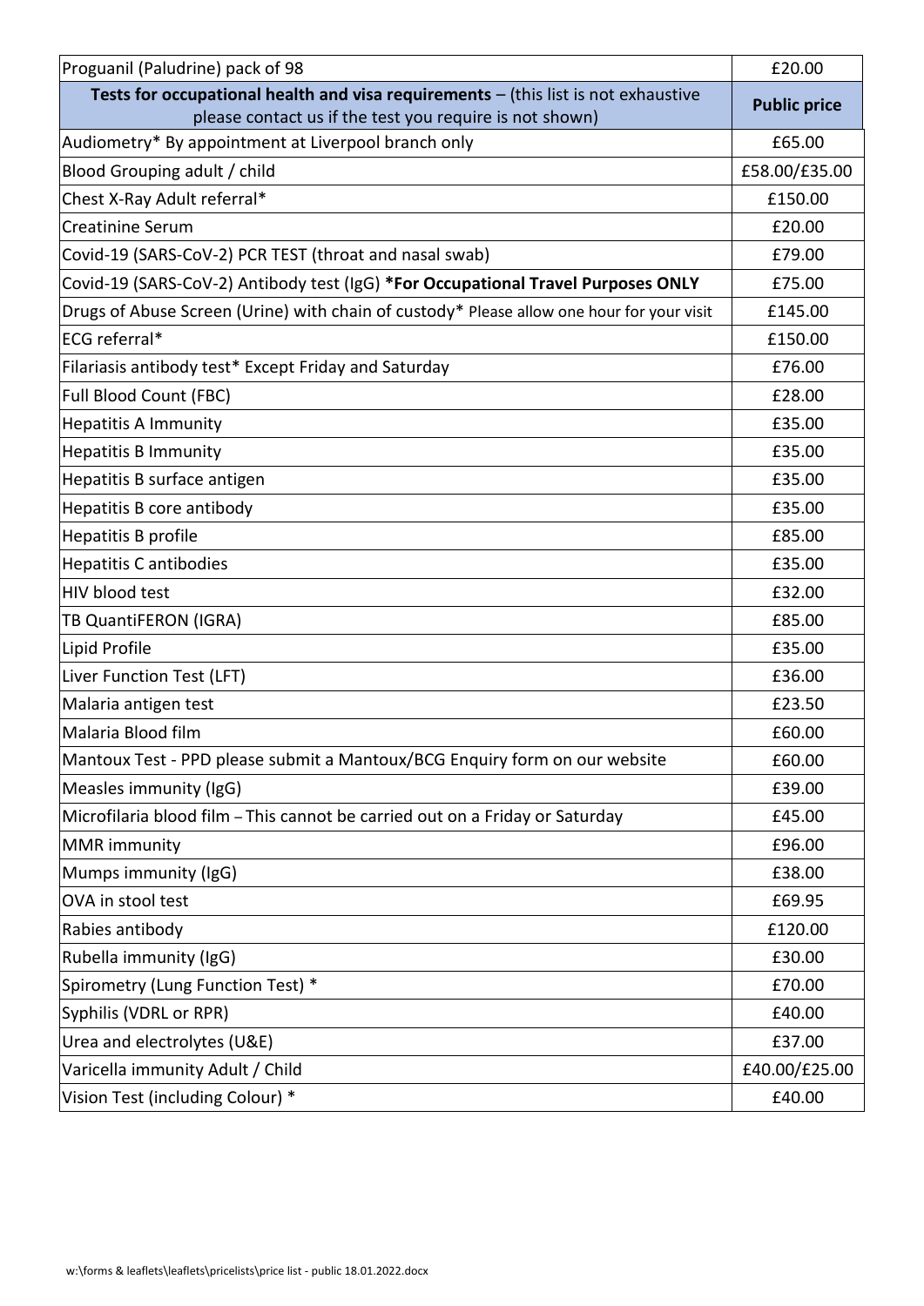| | |
|---|---|
| Proguanil (Paludrine) pack of 98 | £20.00 |
| **Tests for occupational health and visa requirements** – (this list is not exhaustive please contact us if the test you require is not shown) | **Public price** |
| Audiometry* By appointment at Liverpool branch only | £65.00 |
| Blood Grouping adult / child | £58.00/£35.00 |
| Chest X-Ray Adult referral* | £150.00 |
| Creatinine Serum | £20.00 |
| Covid-19 (SARS-CoV-2) PCR TEST (throat and nasal swab) | £79.00 |
| Covid-19 (SARS-CoV-2) Antibody test (IgG) ***For Occupational Travel Purposes ONLY** | £75.00 |
| Drugs of Abuse Screen (Urine) with chain of custody* Please allow one hour for your visit | £145.00 |
| ECG referral* | £150.00 |
| Filariasis antibody test* Except Friday and Saturday | £76.00 |
| Full Blood Count (FBC) | £28.00 |
| Hepatitis A Immunity | £35.00 |
| Hepatitis B Immunity | £35.00 |
| Hepatitis B surface antigen | £35.00 |
| Hepatitis B core antibody | £35.00 |
| Hepatitis B profile | £85.00 |
| Hepatitis C antibodies | £35.00 |
| HIV blood test | £32.00 |
| TB QuantiFERON (IGRA) | £85.00 |
| Lipid Profile | £35.00 |
| Liver Function Test (LFT) | £36.00 |
| Malaria antigen test | £23.50 |
| Malaria Blood film | £60.00 |
| Mantoux Test - PPD please submit a Mantoux/BCG Enquiry form on our website | £60.00 |
| Measles immunity (IgG) | £39.00 |
| Microfilaria blood film – This cannot be carried out on a Friday or Saturday | £45.00 |
| MMR immunity | £96.00 |
| Mumps immunity (IgG) | £38.00 |
| OVA in stool test | £69.95 |
| Rabies antibody | £120.00 |
| Rubella immunity (IgG) | £30.00 |
| Spirometry (Lung Function Test) * | £70.00 |
| Syphilis (VDRL or RPR) | £40.00 |
| Urea and electrolytes (U&E) | £37.00 |
| Varicella immunity Adult / Child | £40.00/£25.00 |
| Vision Test (including Colour) * | £40.00 |

w:\forms & leaflets\leaflets\pricelists\price list - public 18.01.2022.docx